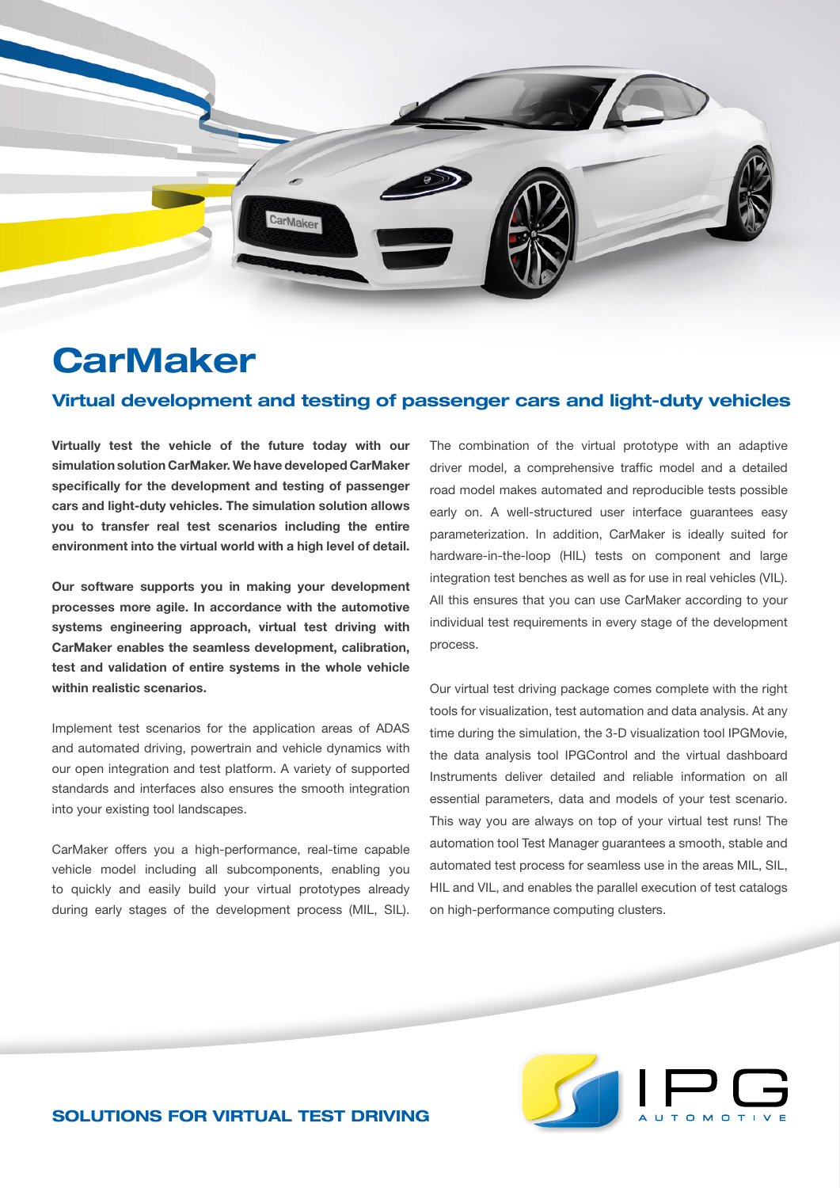# CarMaker

## Virtual development and testing of passenger cars and light-duty vehicles

**Virtually test the vehicle of the future today with our simulation solution CarMaker. We have developed CarMaker specifically for the development and testing of passenger cars and light-duty vehicles. The simulation solution allows you to transfer real test scenarios including the entire environment into the virtual world with a high level of detail.**

**Our software supports you in making your development processes more agile. In accordance with the automotive systems engineering approach, virtual test driving with CarMaker enables the seamless development, calibration, test and validation of entire systems in the whole vehicle within realistic scenarios.**

Implement test scenarios for the application areas of ADAS and automated driving, powertrain and vehicle dynamics with our open integration and test platform. A variety of supported standards and interfaces also ensures the smooth integration into your existing tool landscapes.

CarMaker offers you a high-performance, real-time capable vehicle model including all subcomponents, enabling you to quickly and easily build your virtual prototypes already during early stages of the development process (MIL, SIL). The combination of the virtual prototype with an adaptive driver model, a comprehensive traffic model and a detailed road model makes automated and reproducible tests possible early on. A well-structured user interface guarantees easy parameterization. In addition, CarMaker is ideally suited for hardware-in-the-loop (HIL) tests on component and large integration test benches as well as for use in real vehicles (VIL). All this ensures that you can use CarMaker according to your individual test requirements in every stage of the development process.

Our virtual test driving package comes complete with the right tools for visualization, test automation and data analysis. At any time during the simulation, the 3-D visualization tool IPGMovie, the data analysis tool IPGControl and the virtual dashboard Instruments deliver detailed and reliable information on all essential parameters, data and models of your test scenario. This way you are always on top of your virtual test runs! The automation tool Test Manager guarantees a smooth, stable and automated test process for seamless use in the areas MIL, SIL, HIL and VIL, and enables the parallel execution of test catalogs on high-performance computing clusters.

**SOLUTIONS FOR VIRTUAL TEST DRIVING**

IPG AUTOMOTIVE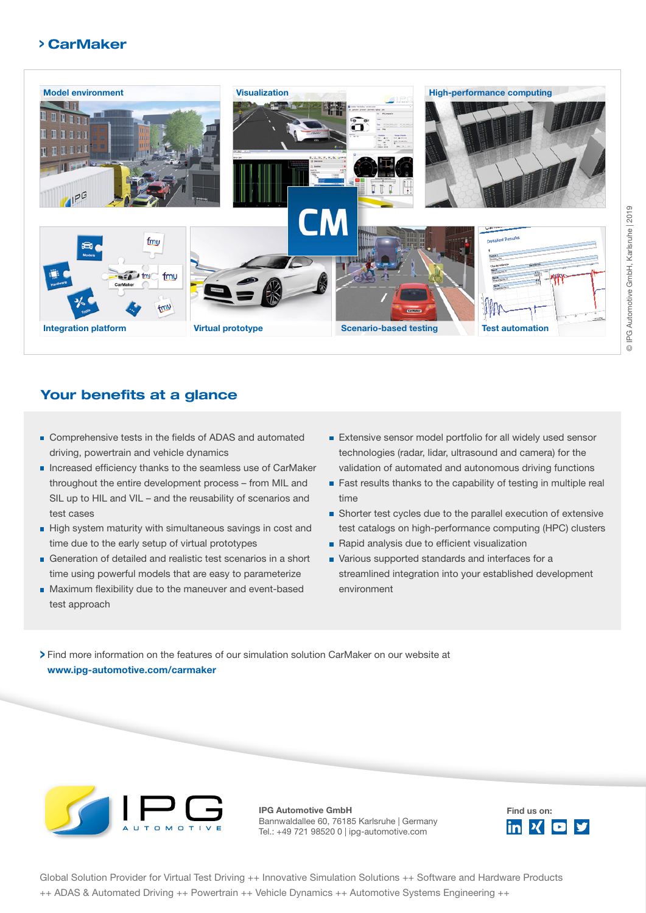## > CarMaker

Model environment

Visualization

High-performance computing

Integration platform

Virtual prototype

Scenario-based testing

Test automation

© IPG Automotive GmbH, Karlsruhe | 2019

## Your benefits at a glance

- Comprehensive tests in the fields of ADAS and automated driving, powertrain and vehicle dynamics
- Increased efficiency thanks to the seamless use of CarMaker throughout the entire development process – from MIL and SIL up to HIL and VIL – and the reusability of scenarios and test cases
- High system maturity with simultaneous savings in cost and time due to the early setup of virtual prototypes
- Generation of detailed and realistic test scenarios in a short time using powerful models that are easy to parameterize
- Maximum flexibility due to the maneuver and event-based test approach
- Extensive sensor model portfolio for all widely used sensor technologies (radar, lidar, ultrasound and camera) for the validation of automated and autonomous driving functions
- Fast results thanks to the capability of testing in multiple real time
- Shorter test cycles due to the parallel execution of extensive test catalogs on high-performance computing (HPC) clusters
- Rapid analysis due to efficient visualization
- Various supported standards and interfaces for a streamlined integration into your established development environment

> Find more information on the features of our simulation solution CarMaker on our website at **www.ipg-automotive.com/carmaker**

**IPG Automotive GmbH**
Bannwaldallee 60, 76185 Karlsruhe | Germany
Tel.: +49 721 98520 0 | ipg-automotive.com

**Find us on:**

Global Solution Provider for Virtual Test Driving ++ Innovative Simulation Solutions ++ Software and Hardware Products ++ ADAS & Automated Driving ++ Powertrain ++ Vehicle Dynamics ++ Automotive Systems Engineering ++